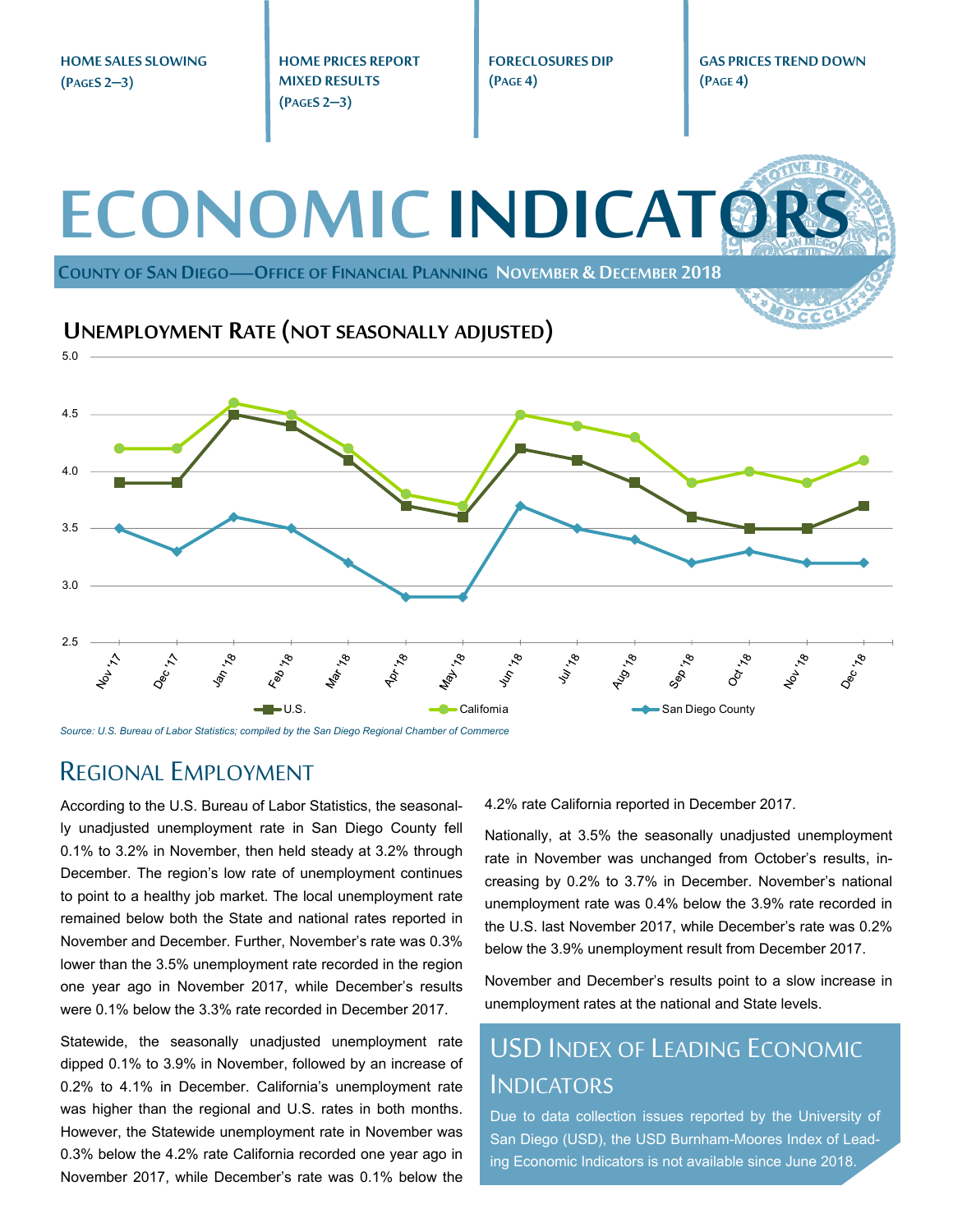HOME SALES SLOWING (PAGES 2–3)

HOME PRICES REPORT MIXED RESULTS (PAGES 2–3)

FORECLOSURES DIP (PAGE 4)

GAS PRICES TREND DOWN (PAGE 4)

# ECONOMIC INDICATORS

COUNTY OF SAN DIEGO—OFFICE OF FINANCIAL PLANNING NOVEMBER & DECEMBER 2018

## UNEMPLOYMENT RATE (NOT SEASONALLY ADJUSTED)

| | Nov '17 | Dec '17 | Jan '18 | Feb '18 | Mar '18 | Apr '18 | May '18 | Jun '18 | Jul '18 | Aug '18 | Sep '18 | Oct '18 | Nov '18 | Dec '18 |
|---|---|---|---|---|---|---|---|---|---|---|---|---|---|---|
| U.S. | 3.9 | 3.9 | 4.5 | 4.4 | 4.1 | 3.7 | 3.6 | 4.2 | 4.1 | 3.9 | 3.6 | 3.5 | 3.5 | 3.7 |
| California | 4.2 | 4.2 | 4.6 | 4.5 | 4.2 | 3.8 | 3.7 | 4.5 | 4.4 | 4.3 | 3.9 | 4.0 | 3.9 | 4.1 |
| San Diego County | 3.5 | 3.3 | 3.6 | 3.5 | 3.2 | 2.9 | 2.9 | 3.7 | 3.5 | 3.4 | 3.2 | 3.3 | 3.2 | 3.2 |

*Source: U.S. Bureau of Labor Statistics; compiled by the San Diego Regional Chamber of Commerce*

## REGIONAL EMPLOYMENT

According to the U.S. Bureau of Labor Statistics, the seasonally unadjusted unemployment rate in San Diego County fell 0.1% to 3.2% in November, then held steady at 3.2% through December. The region's low rate of unemployment continues to point to a healthy job market. The local unemployment rate remained below both the State and national rates reported in November and December. Further, November's rate was 0.3% lower than the 3.5% unemployment rate recorded in the region one year ago in November 2017, while December's results were 0.1% below the 3.3% rate recorded in December 2017.

Statewide, the seasonally unadjusted unemployment rate dipped 0.1% to 3.9% in November, followed by an increase of 0.2% to 4.1% in December. California's unemployment rate was higher than the regional and U.S. rates in both months. However, the Statewide unemployment rate in November was 0.3% below the 4.2% rate California recorded one year ago in November 2017, while December's rate was 0.1% below the 4.2% rate California reported in December 2017.

Nationally, at 3.5% the seasonally unadjusted unemployment rate in November was unchanged from October's results, increasing by 0.2% to 3.7% in December. November's national unemployment rate was 0.4% below the 3.9% rate recorded in the U.S. last November 2017, while December's rate was 0.2% below the 3.9% unemployment result from December 2017.

November and December's results point to a slow increase in unemployment rates at the national and State levels.

## USD INDEX OF LEADING ECONOMIC INDICATORS

Due to data collection issues reported by the University of San Diego (USD), the USD Burnham-Moores Index of Leading Economic Indicators is not available since June 2018.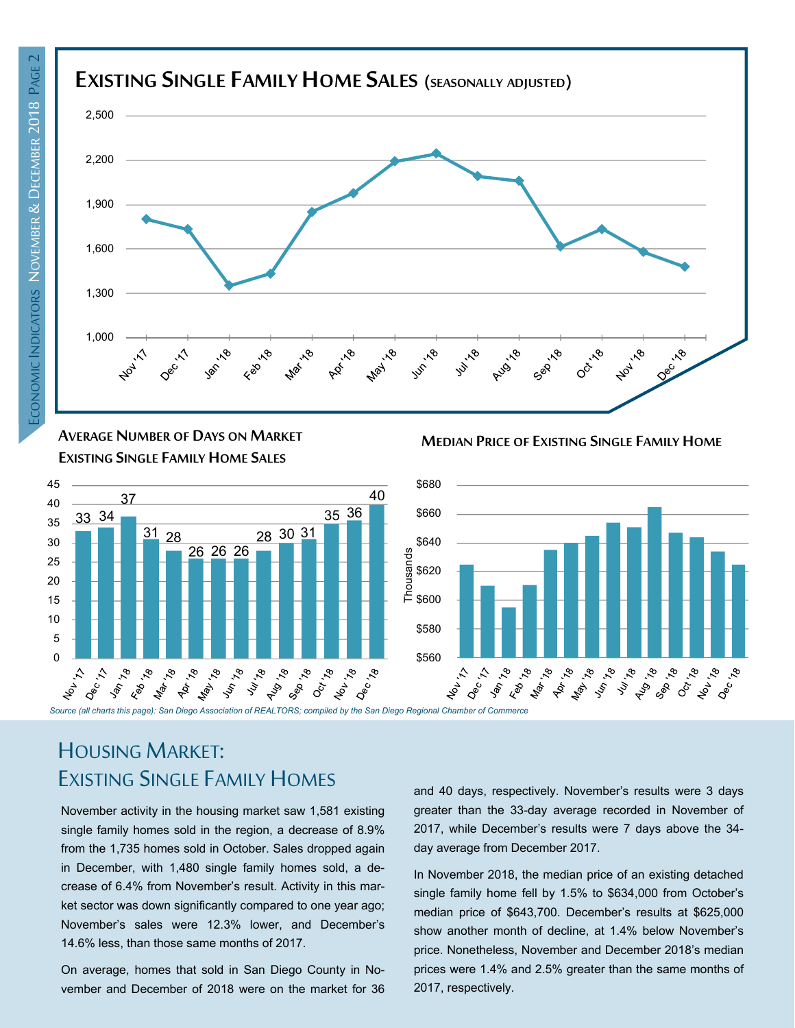## Existing Single Family Home Sales (seasonally adjusted)

**Average Number of Days on Market Existing Single Family Home Sales**

| Month | Days |
|---|---|
| Nov '17 | 33 |
| Dec '17 | 34 |
| Jan '18 | 37 |
| Feb '18 | 31 |
| Mar '18 | 28 |
| Apr '18 | 26 |
| May '18 | 26 |
| Jun '18 | 26 |
| Jul '18 | 28 |
| Aug '18 | 30 |
| Sep '18 | 31 |
| Oct '18 | 35 |
| Nov '18 | 36 |
| Dec '18 | 40 |

**Median Price of Existing Single Family Home**

*Source (all charts this page): San Diego Association of REALTORS; compiled by the San Diego Regional Chamber of Commerce*

# Housing Market: Existing Single Family Homes

November activity in the housing market saw 1,581 existing single family homes sold in the region, a decrease of 8.9% from the 1,735 homes sold in October. Sales dropped again in December, with 1,480 single family homes sold, a decrease of 6.4% from November's result. Activity in this market sector was down significantly compared to one year ago; November's sales were 12.3% lower, and December's 14.6% less, than those same months of 2017.

On average, homes that sold in San Diego County in November and December of 2018 were on the market for 36 and 40 days, respectively. November's results were 3 days greater than the 33-day average recorded in November of 2017, while December's results were 7 days above the 34-day average from December 2017.

In November 2018, the median price of an existing detached single family home fell by 1.5% to $634,000 from October's median price of $643,700. December's results at $625,000 show another month of decline, at 1.4% below November's price. Nonetheless, November and December 2018's median prices were 1.4% and 2.5% greater than the same months of 2017, respectively.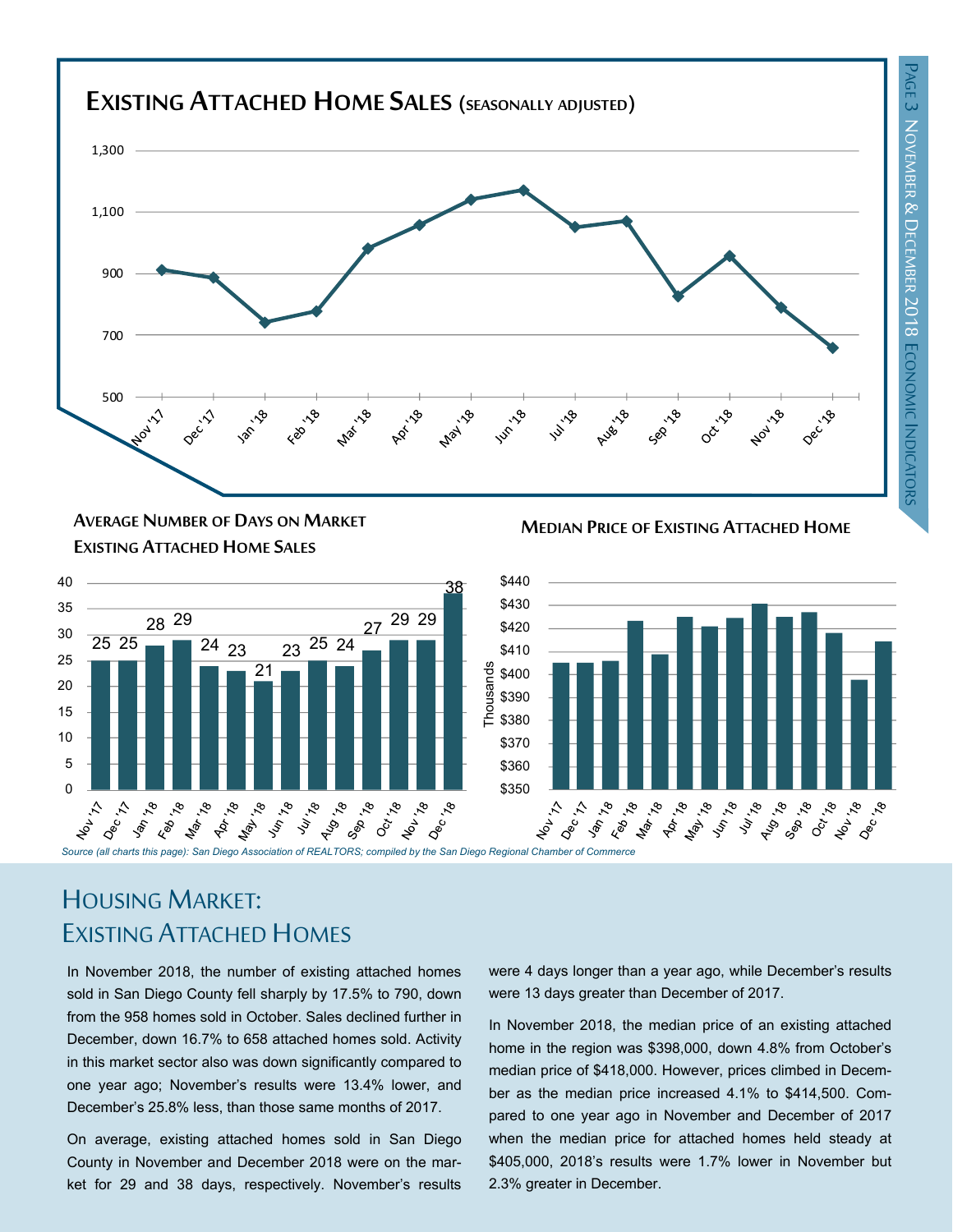## Existing Attached Home Sales (seasonally adjusted)

### Average Number of Days on Market Existing Attached Home Sales

| Month | Days |
|---|---|
| Nov '17 | 25 |
| Dec '17 | 25 |
| Jan '18 | 28 |
| Feb '18 | 29 |
| Mar '18 | 24 |
| Apr '18 | 23 |
| May '18 | 21 |
| Jun '18 | 23 |
| Jul '18 | 25 |
| Aug '18 | 24 |
| Sep '18 | 27 |
| Oct '18 | 29 |
| Nov '18 | 29 |
| Dec '18 | 38 |

### Median Price of Existing Attached Home

*Source (all charts this page): San Diego Association of REALTORS; compiled by the San Diego Regional Chamber of Commerce*

# Housing Market: Existing Attached Homes

In November 2018, the number of existing attached homes sold in San Diego County fell sharply by 17.5% to 790, down from the 958 homes sold in October. Sales declined further in December, down 16.7% to 658 attached homes sold. Activity in this market sector also was down significantly compared to one year ago; November's results were 13.4% lower, and December's 25.8% less, than those same months of 2017.

On average, existing attached homes sold in San Diego County in November and December 2018 were on the market for 29 and 38 days, respectively. November's results were 4 days longer than a year ago, while December's results were 13 days greater than December of 2017.

In November 2018, the median price of an existing attached home in the region was $398,000, down 4.8% from October's median price of $418,000. However, prices climbed in December as the median price increased 4.1% to $414,500. Compared to one year ago in November and December of 2017 when the median price for attached homes held steady at $405,000, 2018's results were 1.7% lower in November but 2.3% greater in December.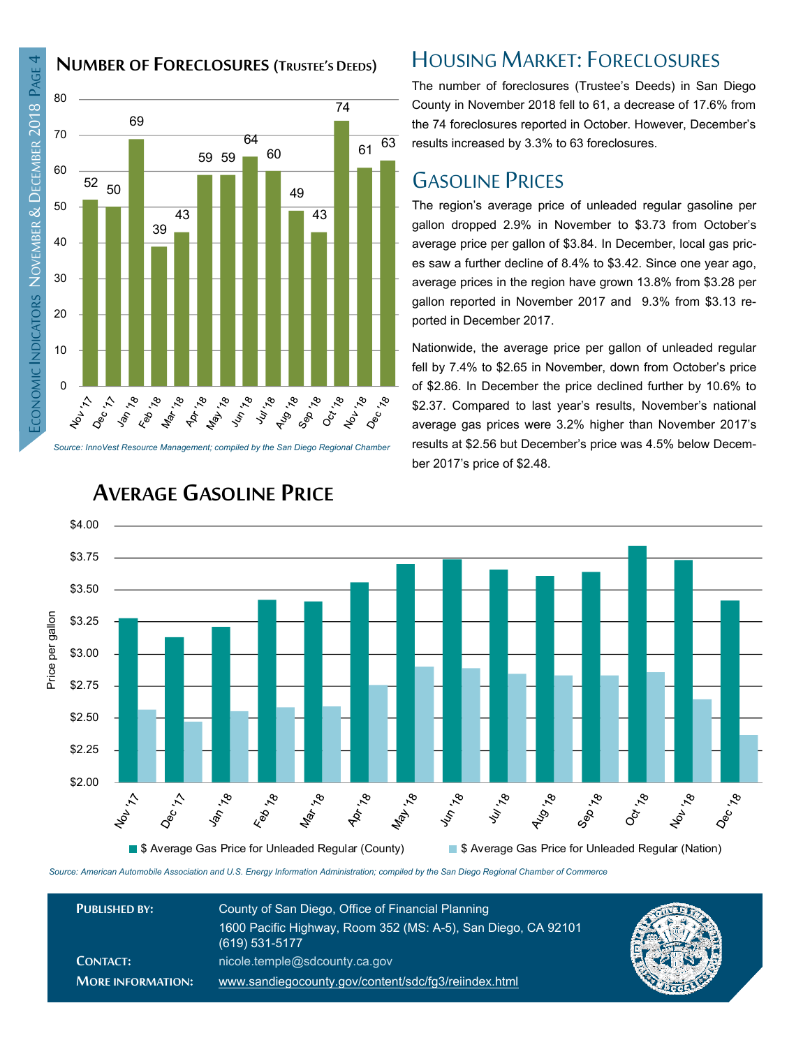## Number of Foreclosures (Trustee's Deeds)

80
70
60
50
40
30
20
10
0

52 50 69 39 43 59 59 64 60 49 43 74 61 63

Nov '17 Dec '17 Jan '18 Feb '18 Mar '18 Apr '18 May '18 Jun '18 Jul '18 Aug '18 Sep '18 Oct '18 Nov '18 Dec '18

*Source: InnoVest Resource Management; compiled by the San Diego Regional Chamber*

## Housing Market: Foreclosures

The number of foreclosures (Trustee's Deeds) in San Diego County in November 2018 fell to 61, a decrease of 17.6% from the 74 foreclosures reported in October. However, December's results increased by 3.3% to 63 foreclosures.

## Gasoline Prices

The region's average price of unleaded regular gasoline per gallon dropped 2.9% in November to $3.73 from October's average price per gallon of $3.84. In December, local gas prices saw a further decline of 8.4% to $3.42. Since one year ago, average prices in the region have grown 13.8% from $3.28 per gallon reported in November 2017 and 9.3% from $3.13 reported in December 2017.

Nationwide, the average price per gallon of unleaded regular fell by 7.4% to $2.65 in November, down from October's price of $2.86. In December the price declined further by 10.6% to $2.37. Compared to last year's results, November's national average gas prices were 3.2% higher than November 2017's results at $2.56 but December's price was 4.5% below December 2017's price of $2.48.

## Average Gasoline Price

Price per gallon

$4.00
$3.75
$3.50
$3.25
$3.00
$2.75
$2.50
$2.25
$2.00

Nov '17 Dec '17 Jan '18 Feb '18 Mar '18 Apr '18 May '18 Jun '18 Jul '18 Aug '18 Sep '18 Oct '18 Nov '18 Dec '18

$ Average Gas Price for Unleaded Regular (County)
$ Average Gas Price for Unleaded Regular (Nation)

*Source: American Automobile Association and U.S. Energy Information Administration; compiled by the San Diego Regional Chamber of Commerce*

**Published by:** County of San Diego, Office of Financial Planning
1600 Pacific Highway, Room 352 (MS: A-5), San Diego, CA 92101
(619) 531-5177

**Contact:** nicole.temple@sdcounty.ca.gov

**More information:** www.sandiegocounty.gov/content/sdc/fg3/reiindex.html